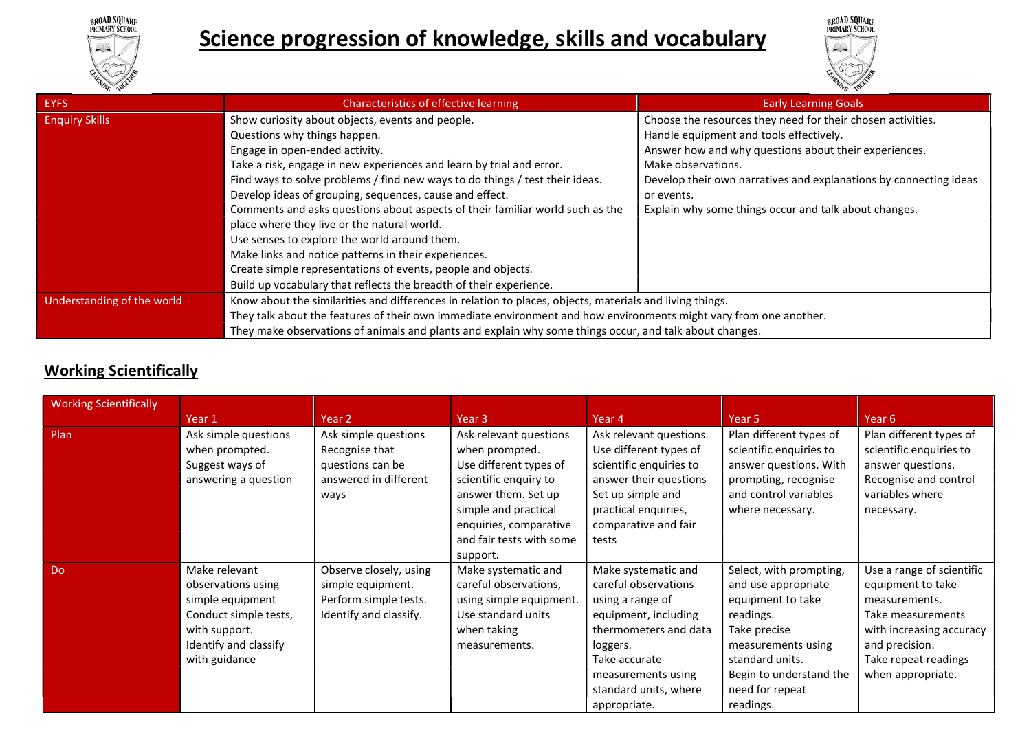# Science progression of knowledge, skills and vocabulary

| EYFS | Characteristics of effective learning | Early Learning Goals |
| --- | --- | --- |
| Enquiry Skills | Show curiosity about objects, events and people.<br>Questions why things happen.<br>Engage in open-ended activity.<br>Take a risk, engage in new experiences and learn by trial and error.<br>Find ways to solve problems / find new ways to do things / test their ideas.<br>Develop ideas of grouping, sequences, cause and effect.<br>Comments and asks questions about aspects of their familiar world such as the place where they live or the natural world.<br>Use senses to explore the world around them.<br>Make links and notice patterns in their experiences.<br>Create simple representations of events, people and objects.<br>Build up vocabulary that reflects the breadth of their experience. | Choose the resources they need for their chosen activities.<br>Handle equipment and tools effectively.<br>Answer how and why questions about their experiences.<br>Make observations.<br>Develop their own narratives and explanations by connecting ideas or events.<br>Explain why some things occur and talk about changes. |
| Understanding of the world | Know about the similarities and differences in relation to places, objects, materials and living things.<br>They talk about the features of their own immediate environment and how environments might vary from one another.<br>They make observations of animals and plants and explain why some things occur, and talk about changes. | |

## Working Scientifically

| Working Scientifically | Year 1 | Year 2 | Year 3 | Year 4 | Year 5 | Year 6 |
| --- | --- | --- | --- | --- | --- | --- |
| Plan | Ask simple questions when prompted.<br>Suggest ways of answering a question | Ask simple questions<br>Recognise that questions can be answered in different ways | Ask relevant questions when prompted.<br>Use different types of scientific enquiry to answer them. Set up simple and practical enquiries, comparative and fair tests with some support. | Ask relevant questions.<br>Use different types of scientific enquiries to answer their questions<br>Set up simple and practical enquiries, comparative and fair tests | Plan different types of scientific enquiries to answer questions. With prompting, recognise and control variables where necessary. | Plan different types of scientific enquiries to answer questions.<br>Recognise and control variables where necessary. |
| Do | Make relevant observations using simple equipment<br>Conduct simple tests, with support.<br>Identify and classify with guidance | Observe closely, using simple equipment.<br>Perform simple tests.<br>Identify and classify. | Make systematic and careful observations, using simple equipment.<br>Use standard units when taking measurements. | Make systematic and careful observations using a range of equipment, including thermometers and data loggers.<br>Take accurate measurements using standard units, where appropriate. | Select, with prompting, and use appropriate equipment to take readings.<br>Take precise measurements using standard units.<br>Begin to understand the need for repeat readings. | Use a range of scientific equipment to take measurements.<br>Take measurements with increasing accuracy and precision.<br>Take repeat readings when appropriate. |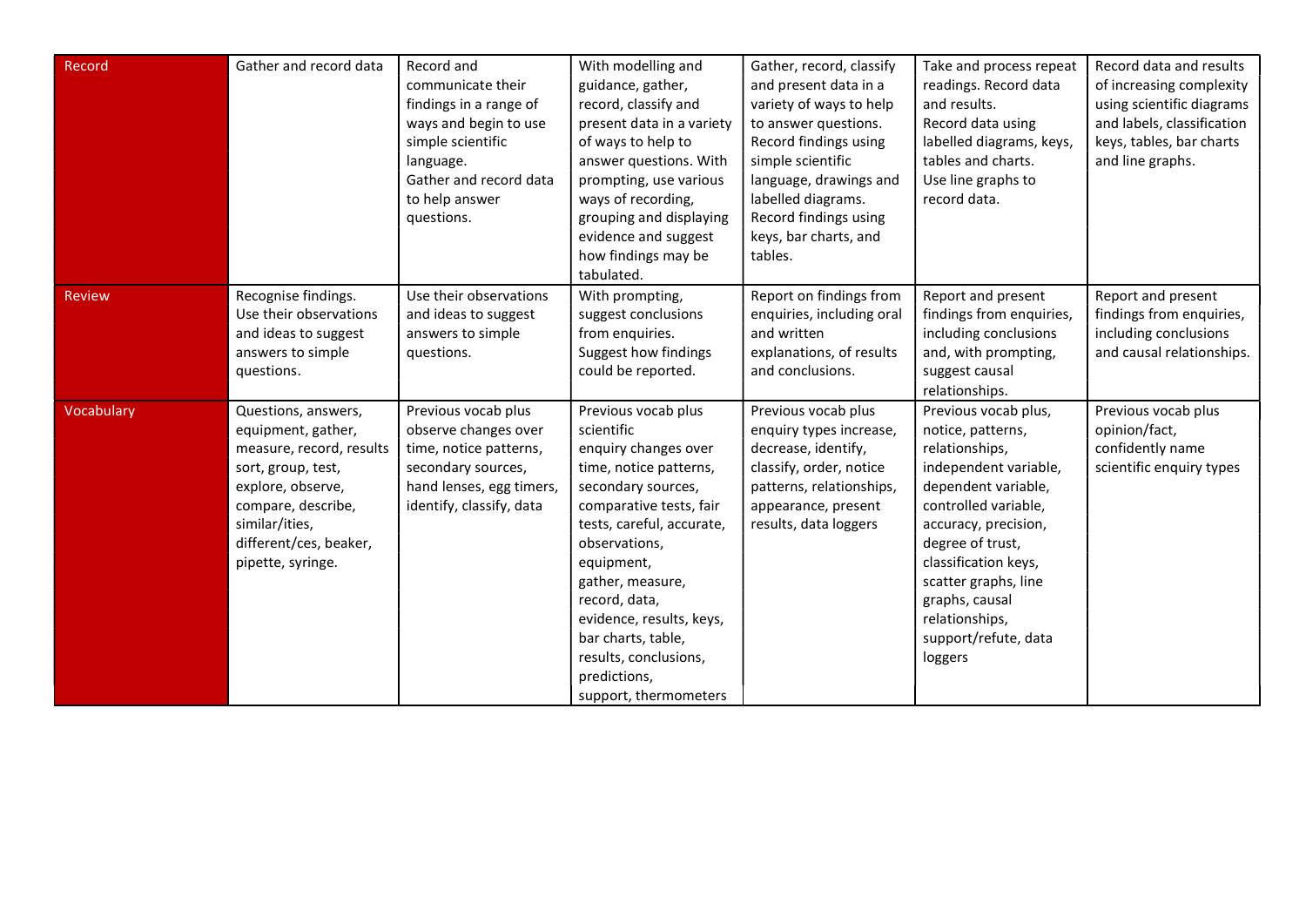| | | | | | | |
|---|---|---|---|---|---|---|
| Record | Gather and record data | Record and communicate their findings in a range of ways and begin to use simple scientific language.<br>Gather and record data to help answer questions. | With modelling and guidance, gather, record, classify and present data in a variety of ways to help to answer questions. With prompting, use various ways of recording, grouping and displaying evidence and suggest how findings may be tabulated. | Gather, record, classify and present data in a variety of ways to help to answer questions.<br>Record findings using simple scientific language, drawings and labelled diagrams.<br>Record findings using keys, bar charts, and tables. | Take and process repeat readings. Record data and results.<br>Record data using labelled diagrams, keys, tables and charts.<br>Use line graphs to record data. | Record data and results of increasing complexity using scientific diagrams and labels, classification keys, tables, bar charts and line graphs. |
| Review | Recognise findings.<br>Use their observations and ideas to suggest answers to simple questions. | Use their observations and ideas to suggest answers to simple questions. | With prompting, suggest conclusions from enquiries.<br>Suggest how findings could be reported. | Report on findings from enquiries, including oral and written explanations, of results and conclusions. | Report and present findings from enquiries, including conclusions and, with prompting, suggest causal relationships. | Report and present findings from enquiries, including conclusions and causal relationships. |
| Vocabulary | Questions, answers, equipment, gather, measure, record, results sort, group, test, explore, observe, compare, describe, similar/ities, different/ces, beaker, pipette, syringe. | Previous vocab plus observe changes over time, notice patterns, secondary sources, hand lenses, egg timers, identify, classify, data | Previous vocab plus scientific enquiry changes over time, notice patterns, secondary sources, comparative tests, fair tests, careful, accurate, observations, equipment, gather, measure, record, data, evidence, results, keys, bar charts, table, results, conclusions, predictions, support, thermometers | Previous vocab plus enquiry types increase, decrease, identify, classify, order, notice patterns, relationships, appearance, present results, data loggers | Previous vocab plus, notice, patterns, relationships, independent variable, dependent variable, controlled variable, accuracy, precision, degree of trust, classification keys, scatter graphs, line graphs, causal relationships, support/refute, data loggers | Previous vocab plus opinion/fact, confidently name scientific enquiry types |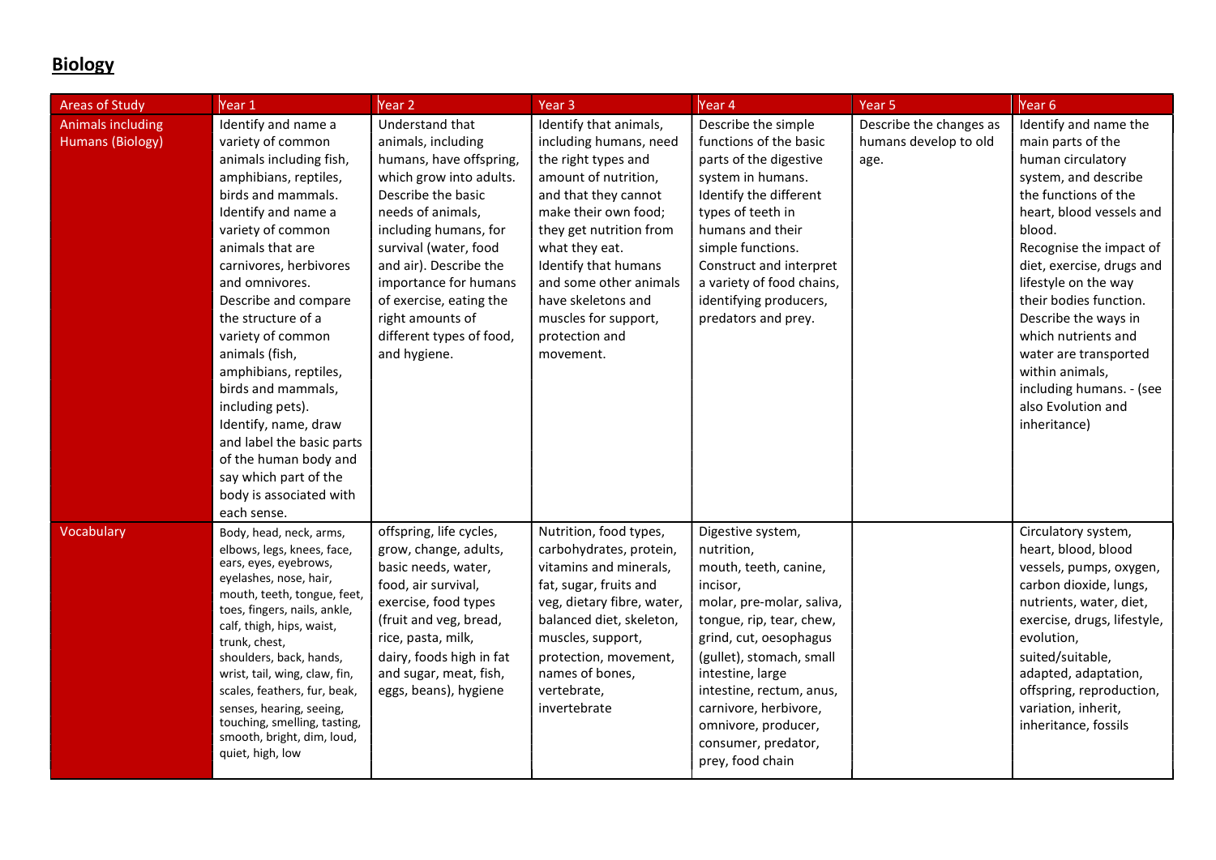## Biology

| Areas of Study | Year 1 | Year 2 | Year 3 | Year 4 | Year 5 | Year 6 |
|---|---|---|---|---|---|---|
| Animals including Humans (Biology) | Identify and name a variety of common animals including fish, amphibians, reptiles, birds and mammals. Identify and name a variety of common animals that are carnivores, herbivores and omnivores. Describe and compare the structure of a variety of common animals (fish, amphibians, reptiles, birds and mammals, including pets). Identify, name, draw and label the basic parts of the human body and say which part of the body is associated with each sense. | Understand that animals, including humans, have offspring, which grow into adults. Describe the basic needs of animals, including humans, for survival (water, food and air). Describe the importance for humans of exercise, eating the right amounts of different types of food, and hygiene. | Identify that animals, including humans, need the right types and amount of nutrition, and that they cannot make their own food; they get nutrition from what they eat. Identify that humans and some other animals have skeletons and muscles for support, protection and movement. | Describe the simple functions of the basic parts of the digestive system in humans. Identify the different types of teeth in humans and their simple functions. Construct and interpret a variety of food chains, identifying producers, predators and prey. | Describe the changes as humans develop to old age. | Identify and name the main parts of the human circulatory system, and describe the functions of the heart, blood vessels and blood. Recognise the impact of diet, exercise, drugs and lifestyle on the way their bodies function. Describe the ways in which nutrients and water are transported within animals, including humans. - (see also Evolution and inheritance) |
| Vocabulary | Body, head, neck, arms, elbows, legs, knees, face, ears, eyes, eyebrows, eyelashes, nose, hair, mouth, teeth, tongue, feet, toes, fingers, nails, ankle, calf, thigh, hips, waist, trunk, chest, shoulders, back, hands, wrist, tail, wing, claw, fin, scales, feathers, fur, beak, senses, hearing, seeing, touching, smelling, tasting, smooth, bright, dim, loud, quiet, high, low | offspring, life cycles, grow, change, adults, basic needs, water, food, air survival, exercise, food types (fruit and veg, bread, rice, pasta, milk, dairy, foods high in fat and sugar, meat, fish, eggs, beans), hygiene | Nutrition, food types, carbohydrates, protein, vitamins and minerals, fat, sugar, fruits and veg, dietary fibre, water, balanced diet, skeleton, muscles, support, protection, movement, names of bones, vertebrate, invertebrate | Digestive system, nutrition, mouth, teeth, canine, incisor, molar, pre-molar, saliva, tongue, rip, tear, chew, grind, cut, oesophagus (gullet), stomach, small intestine, large intestine, rectum, anus, carnivore, herbivore, omnivore, producer, consumer, predator, prey, food chain | | Circulatory system, heart, blood, blood vessels, pumps, oxygen, carbon dioxide, lungs, nutrients, water, diet, exercise, drugs, lifestyle, evolution, suited/suitable, adapted, adaptation, offspring, reproduction, variation, inherit, inheritance, fossils |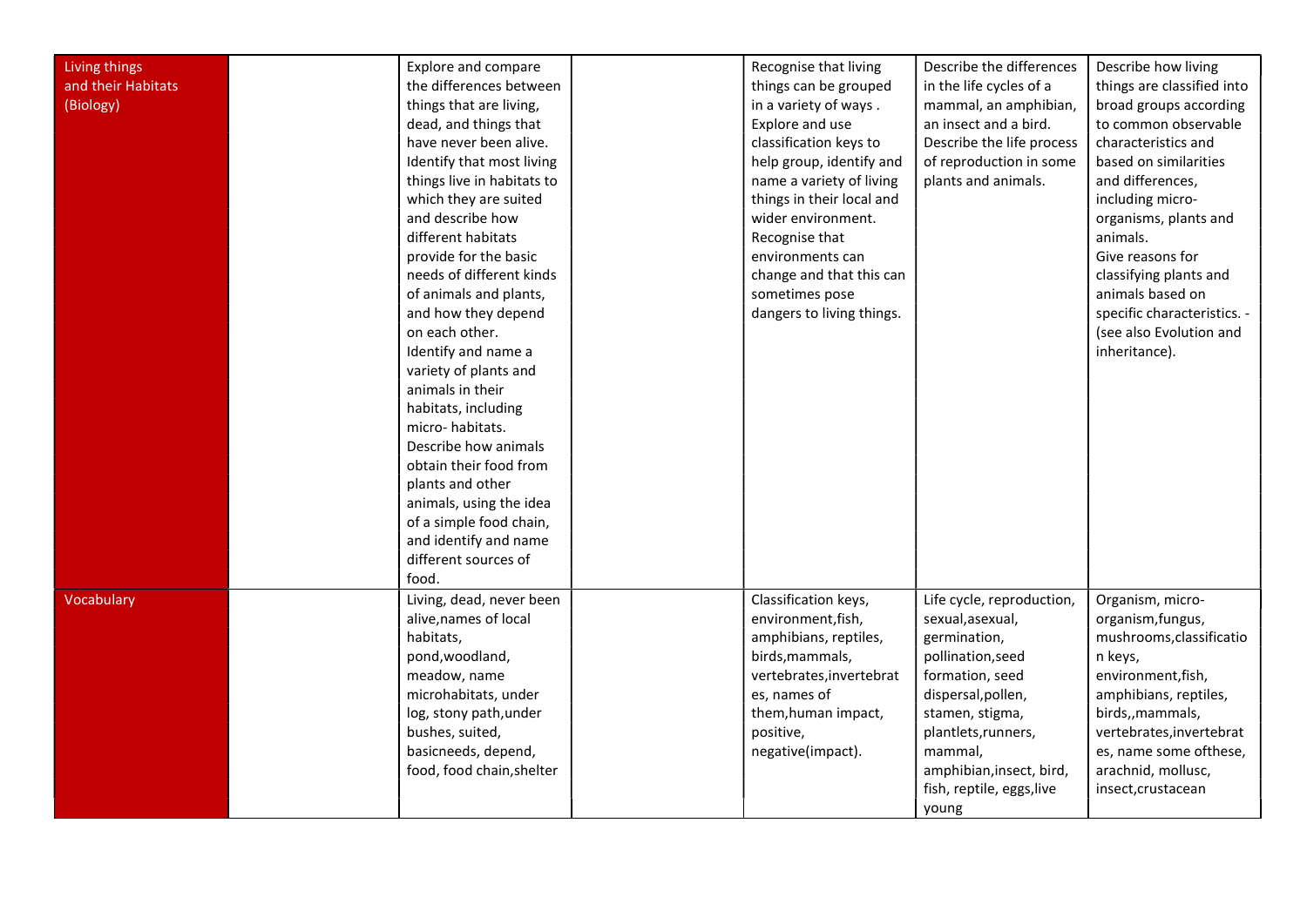| Living things and their Habitats (Biology) | | Explore and compare the differences between things that are living, dead, and things that have never been alive. Identify that most living things live in habitats to which they are suited and describe how different habitats provide for the basic needs of different kinds of animals and plants, and how they depend on each other. Identify and name a variety of plants and animals in their habitats, including micro- habitats. Describe how animals obtain their food from plants and other animals, using the idea of a simple food chain, and identify and name different sources of food. | | Recognise that living things can be grouped in a variety of ways . Explore and use classification keys to help group, identify and name a variety of living things in their local and wider environment. Recognise that environments can change and that this can sometimes pose dangers to living things. | Describe the differences in the life cycles of a mammal, an amphibian, an insect and a bird. Describe the life process of reproduction in some plants and animals. | Describe how living things are classified into broad groups according to common observable characteristics and based on similarities and differences, including micro-organisms, plants and animals. Give reasons for classifying plants and animals based on specific characteristics. - (see also Evolution and inheritance). |
|---|---|---|---|---|---|---|
| Vocabulary | | Living, dead, never been alive,names of local habitats, pond,woodland, meadow, name microhabitats, under log, stony path,under bushes, suited, basicneeds, depend, food, food chain,shelter | | Classification keys, environment,fish, amphibians, reptiles, birds,mammals, vertebrates,invertebrates, names of them,human impact, positive, negative(impact). | Life cycle, reproduction, sexual,asexual, germination, pollination,seed formation, seed dispersal,pollen, stamen, stigma, plantlets,runners, mammal, amphibian,insect, bird, fish, reptile, eggs,live young | Organism, micro-organism,fungus, mushrooms,classification keys, environment,fish, amphibians, reptiles, birds,,mammals, vertebrates,invertebrates, name some ofthese, arachnid, mollusc, insect,crustacean |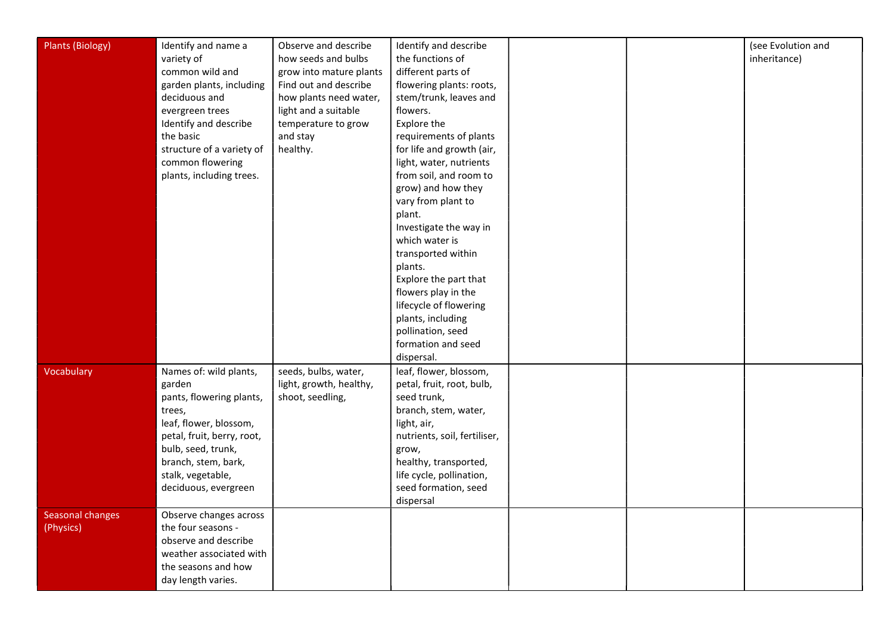| Plants (Biology) | Identify and name a variety of common wild and garden plants, including deciduous and evergreen trees<br>Identify and describe the basic structure of a variety of common flowering plants, including trees. | Observe and describe how seeds and bulbs grow into mature plants<br>Find out and describe how plants need water, light and a suitable temperature to grow and stay healthy. | Identify and describe the functions of different parts of flowering plants: roots, stem/trunk, leaves and flowers.<br>Explore the requirements of plants for life and growth (air, light, water, nutrients from soil, and room to grow) and how they vary from plant to plant.<br>Investigate the way in which water is transported within plants.<br>Explore the part that flowers play in the lifecycle of flowering plants, including pollination, seed formation and seed dispersal. | | | (see Evolution and inheritance) |
|---|---|---|---|---|---|---|
| Vocabulary | Names of: wild plants, garden pants, flowering plants, trees, leaf, flower, blossom, petal, fruit, berry, root, bulb, seed, trunk, branch, stem, bark, stalk, vegetable, deciduous, evergreen | seeds, bulbs, water, light, growth, healthy, shoot, seedling, | leaf, flower, blossom, petal, fruit, root, bulb, seed trunk, branch, stem, water, light, air, nutrients, soil, fertiliser, grow, healthy, transported, life cycle, pollination, seed formation, seed dispersal | | | |
| Seasonal changes (Physics) | Observe changes across the four seasons - observe and describe weather associated with the seasons and how day length varies. | | | | | |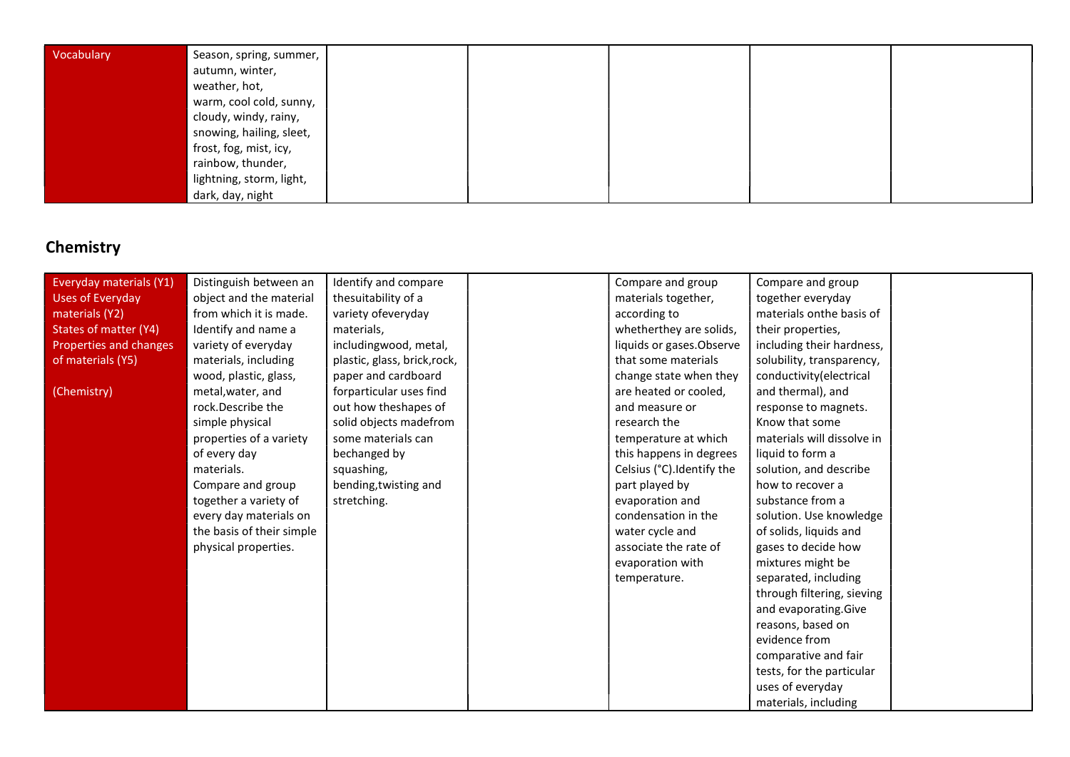| Vocabulary | Season, spring, summer, autumn, winter, weather, hot, warm, cool cold, sunny, cloudy, windy, rainy, snowing, hailing, sleet, frost, fog, mist, icy, rainbow, thunder, lightning, storm, light, dark, day, night | | | | | |
|---|---|---|---|---|---|---|

## Chemistry

| Everyday materials (Y1) Uses of Everyday materials (Y2) States of matter (Y4) Properties and changes of materials (Y5) (Chemistry) | Distinguish between an object and the material from which it is made. Identify and name a variety of everyday materials, including wood, plastic, glass, metal,water, and rock.Describe the simple physical properties of a variety of every day materials. Compare and group together a variety of every day materials on the basis of their simple physical properties. | Identify and compare thesuitability of a variety ofeveryday materials, includingwood, metal, plastic, glass, brick,rock, paper and cardboard forparticular uses find out how theshapes of solid objects madefrom some materials can bechanged by squashing, bending,twisting and stretching. | | Compare and group materials together, according to whetherthey are solids, liquids or gases.Observe that some materials change state when they are heated or cooled, and measure or research the temperature at which this happens in degrees Celsius (°C).Identify the part played by evaporation and condensation in the water cycle and associate the rate of evaporation with temperature. | Compare and group together everyday materials onthe basis of their properties, including their hardness, solubility, transparency, conductivity(electrical and thermal), and response to magnets. Know that some materials will dissolve in liquid to form a solution, and describe how to recover a substance from a solution. Use knowledge of solids, liquids and gases to decide how mixtures might be separated, including through filtering, sieving and evaporating.Give reasons, based on evidence from comparative and fair tests, for the particular uses of everyday materials, including | |
|---|---|---|---|---|---|---|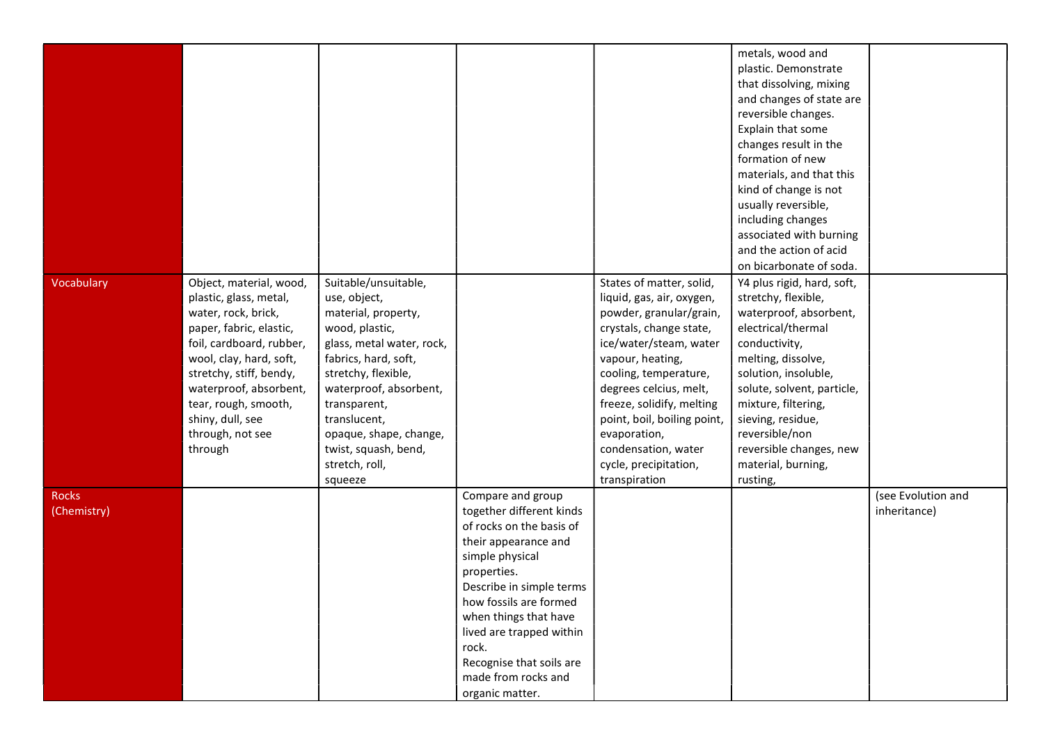| | | | | | | |
|---|---|---|---|---|---|---|
| | | | | | metals, wood and plastic. Demonstrate that dissolving, mixing and changes of state are reversible changes. Explain that some changes result in the formation of new materials, and that this kind of change is not usually reversible, including changes associated with burning and the action of acid on bicarbonate of soda. | |
| Vocabulary | Object, material, wood, plastic, glass, metal, water, rock, brick, paper, fabric, elastic, foil, cardboard, rubber, wool, clay, hard, soft, stretchy, stiff, bendy, waterproof, absorbent, tear, rough, smooth, shiny, dull, see through, not see through | Suitable/unsuitable, use, object, material, property, wood, plastic, glass, metal water, rock, fabrics, hard, soft, stretchy, flexible, waterproof, absorbent, transparent, translucent, opaque, shape, change, twist, squash, bend, stretch, roll, squeeze | | States of matter, solid, liquid, gas, air, oxygen, powder, granular/grain, crystals, change state, ice/water/steam, water vapour, heating, cooling, temperature, degrees celcius, melt, freeze, solidify, melting point, boil, boiling point, evaporation, condensation, water cycle, precipitation, transpiration | Y4 plus rigid, hard, soft, stretchy, flexible, waterproof, absorbent, electrical/thermal conductivity, melting, dissolve, solution, insoluble, solute, solvent, particle, mixture, filtering, sieving, residue, reversible/non reversible changes, new material, burning, rusting, | |
| Rocks (Chemistry) | | | Compare and group together different kinds of rocks on the basis of their appearance and simple physical properties. Describe in simple terms how fossils are formed when things that have lived are trapped within rock. Recognise that soils are made from rocks and organic matter. | | | (see Evolution and inheritance) |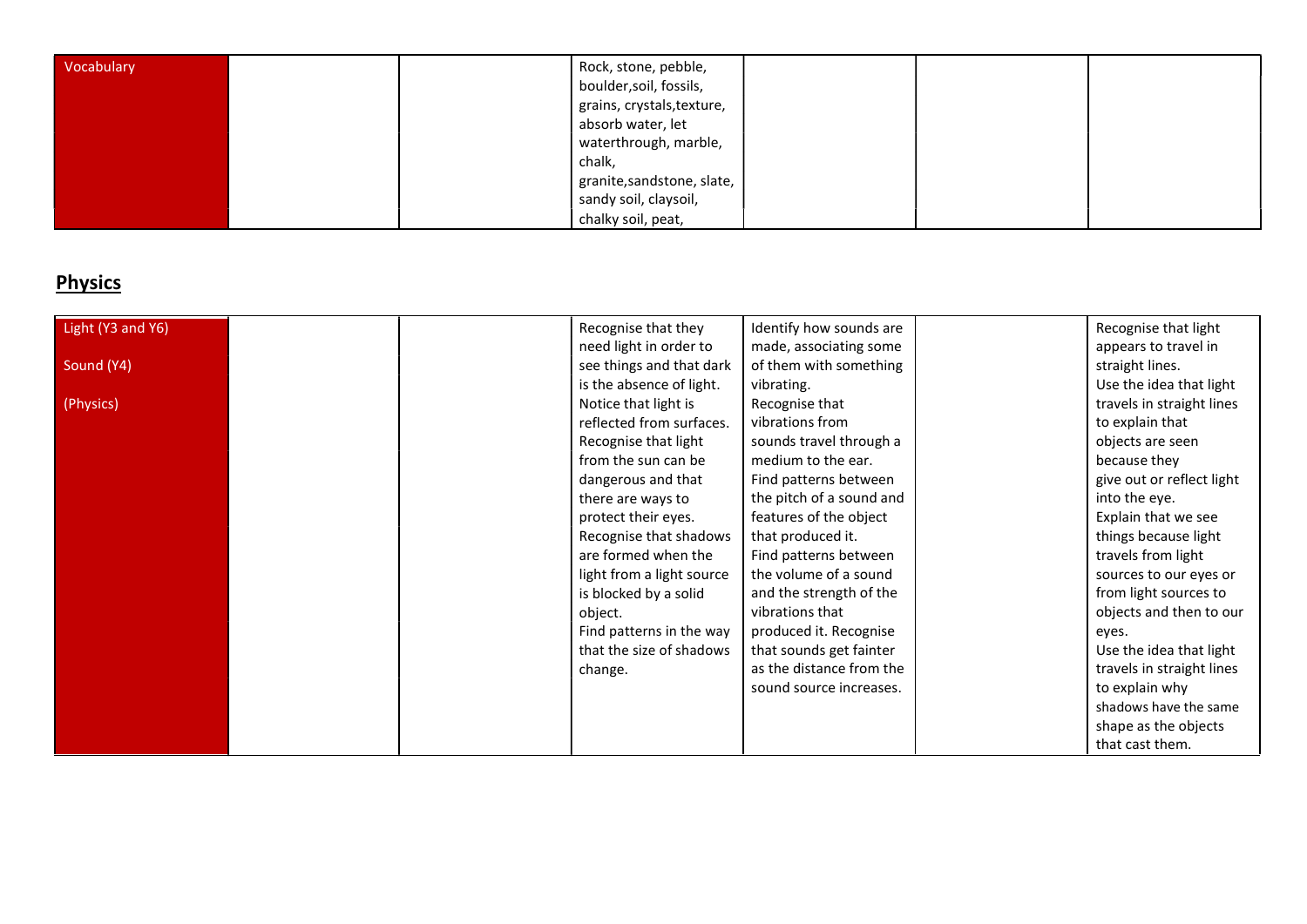| Vocabulary | | | Rock, stone, pebble, boulder,soil, fossils, grains, crystals,texture, absorb water, let waterthrough, marble, chalk, granite,sandstone, slate, sandy soil, claysoil, chalky soil, peat, | | | |
|---|---|---|---|---|---|---|

## Physics

| Light (Y3 and Y6)<br><br>Sound (Y4)<br><br>(Physics) | | | Recognise that they need light in order to see things and that dark is the absence of light.<br>Notice that light is reflected from surfaces.<br>Recognise that light from the sun can be dangerous and that there are ways to protect their eyes.<br>Recognise that shadows are formed when the light from a light source is blocked by a solid object.<br>Find patterns in the way that the size of shadows change. | Identify how sounds are made, associating some of them with something vibrating.<br>Recognise that vibrations from sounds travel through a medium to the ear.<br>Find patterns between the pitch of a sound and features of the object that produced it.<br>Find patterns between the volume of a sound and the strength of the vibrations that produced it. Recognise that sounds get fainter as the distance from the sound source increases. | | Recognise that light appears to travel in straight lines.<br>Use the idea that light travels in straight lines to explain that objects are seen because they give out or reflect light into the eye.<br>Explain that we see things because light travels from light sources to our eyes or from light sources to objects and then to our eyes.<br>Use the idea that light travels in straight lines to explain why shadows have the same shape as the objects that cast them. |
|---|---|---|---|---|---|---|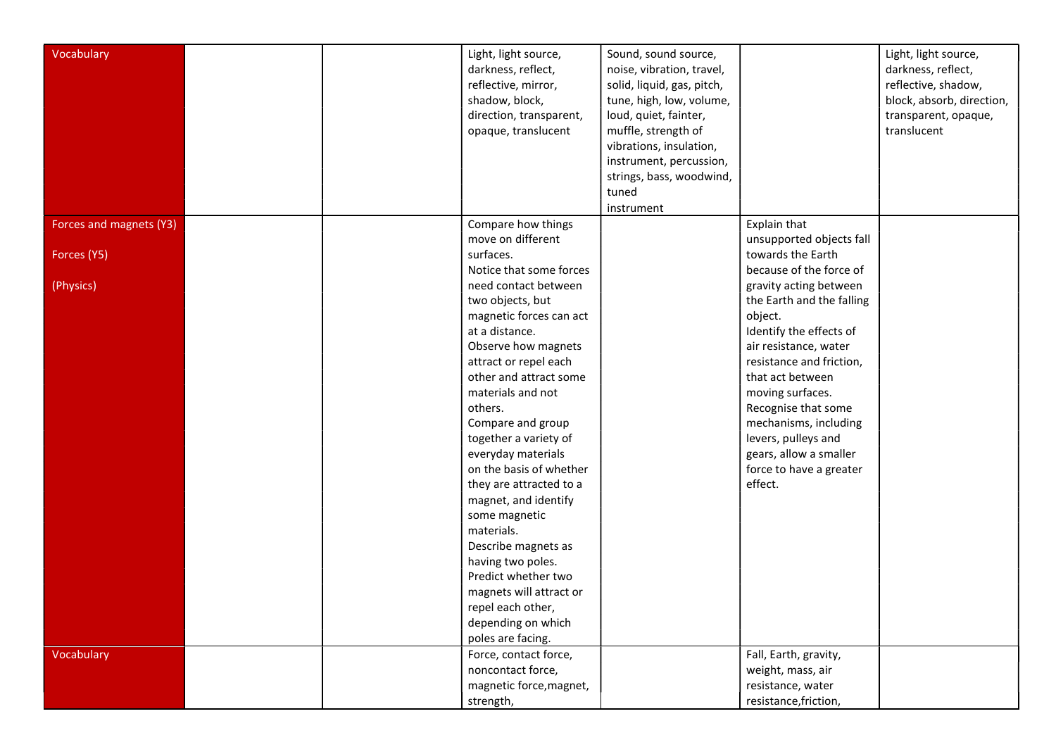| Vocabulary | | | Light, light source, darkness, reflect, reflective, mirror, shadow, block, direction, transparent, opaque, translucent | Sound, sound source, noise, vibration, travel, solid, liquid, gas, pitch, tune, high, low, volume, loud, quiet, fainter, muffle, strength of vibrations, insulation, instrument, percussion, strings, bass, woodwind, tuned instrument | | Light, light source, darkness, reflect, reflective, shadow, block, absorb, direction, transparent, opaque, translucent |
|---|---|---|---|---|---|---|
| Forces and magnets (Y3)<br><br>Forces (Y5)<br><br>(Physics) | | | Compare how things move on different surfaces.<br>Notice that some forces need contact between two objects, but magnetic forces can act at a distance.<br>Observe how magnets attract or repel each other and attract some materials and not others.<br>Compare and group together a variety of everyday materials on the basis of whether they are attracted to a magnet, and identify some magnetic materials.<br>Describe magnets as having two poles.<br>Predict whether two magnets will attract or repel each other, depending on which poles are facing. | | Explain that unsupported objects fall towards the Earth because of the force of gravity acting between the Earth and the falling object.<br>Identify the effects of air resistance, water resistance and friction, that act between moving surfaces.<br>Recognise that some mechanisms, including levers, pulleys and gears, allow a smaller force to have a greater effect. | |
| Vocabulary | | | Force, contact force, noncontact force, magnetic force,magnet, strength, | | Fall, Earth, gravity, weight, mass, air resistance, water resistance,friction, | |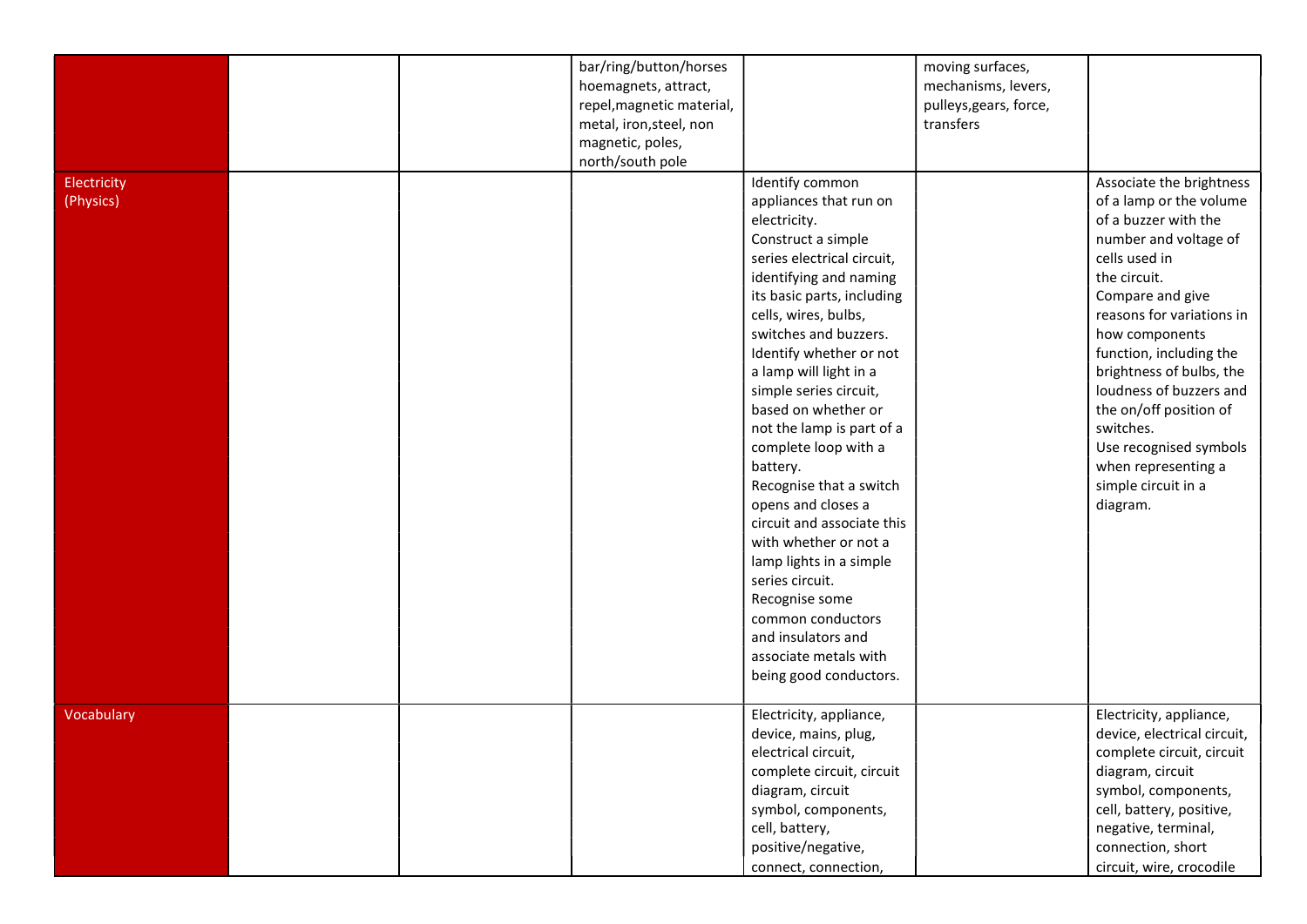| | | | | | | |
|---|---|---|---|---|---|---|
| | | | bar/ring/button/horseshoemagnets, attract, repel,magnetic material, metal, iron,steel, non magnetic, poles, north/south pole | | moving surfaces, mechanisms, levers, pulleys,gears, force, transfers | |
| Electricity (Physics) | | | | Identify common appliances that run on electricity. Construct a simple series electrical circuit, identifying and naming its basic parts, including cells, wires, bulbs, switches and buzzers. Identify whether or not a lamp will light in a simple series circuit, based on whether or not the lamp is part of a complete loop with a battery. Recognise that a switch opens and closes a circuit and associate this with whether or not a lamp lights in a simple series circuit. Recognise some common conductors and insulators and associate metals with being good conductors. | | Associate the brightness of a lamp or the volume of a buzzer with the number and voltage of cells used in the circuit. Compare and give reasons for variations in how components function, including the brightness of bulbs, the loudness of buzzers and the on/off position of switches. Use recognised symbols when representing a simple circuit in a diagram. |
| Vocabulary | | | | Electricity, appliance, device, mains, plug, electrical circuit, complete circuit, circuit diagram, circuit symbol, components, cell, battery, positive/negative, connect, connection, | | Electricity, appliance, device, electrical circuit, complete circuit, circuit diagram, circuit symbol, components, cell, battery, positive, negative, terminal, connection, short circuit, wire, crocodile |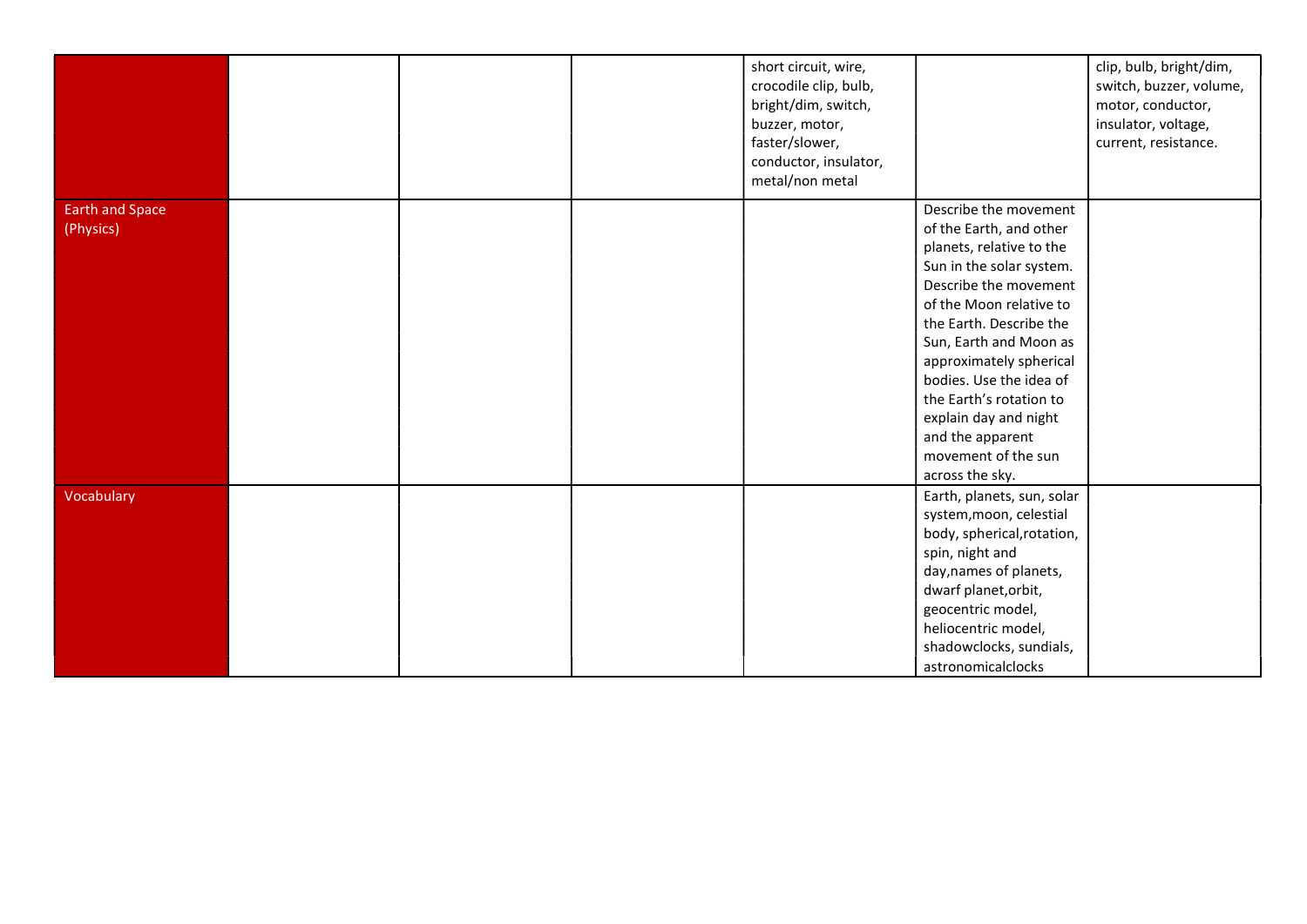| | | | | | | |
|---|---|---|---|---|---|---|
| | | | | short circuit, wire, crocodile clip, bulb, bright/dim, switch, buzzer, motor, faster/slower, conductor, insulator, metal/non metal | | clip, bulb, bright/dim, switch, buzzer, volume, motor, conductor, insulator, voltage, current, resistance. |
| Earth and Space (Physics) | | | | | Describe the movement of the Earth, and other planets, relative to the Sun in the solar system. Describe the movement of the Moon relative to the Earth. Describe the Sun, Earth and Moon as approximately spherical bodies. Use the idea of the Earth's rotation to explain day and night and the apparent movement of the sun across the sky. | |
| Vocabulary | | | | | Earth, planets, sun, solar system,moon, celestial body, spherical,rotation, spin, night and day,names of planets, dwarf planet,orbit, geocentric model, heliocentric model, shadowclocks, sundials, astronomicalclocks | |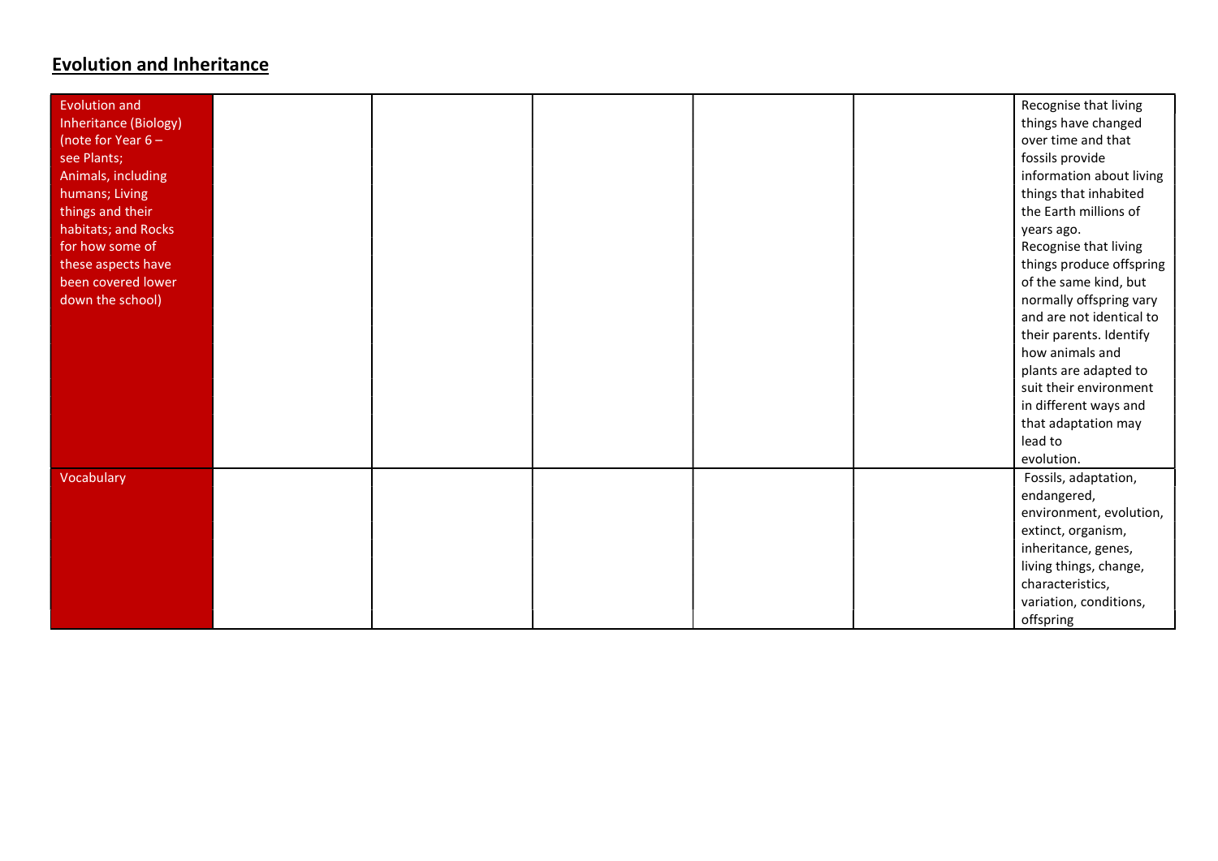## Evolution and Inheritance

| | | | | | | |
|---|---|---|---|---|---|---|
| Evolution and Inheritance (Biology) (note for Year 6 – see Plants; Animals, including humans; Living things and their habitats; and Rocks for how some of these aspects have been covered lower down the school) | | | | | | Recognise that living things have changed over time and that fossils provide information about living things that inhabited the Earth millions of years ago. Recognise that living things produce offspring of the same kind, but normally offspring vary and are not identical to their parents. Identify how animals and plants are adapted to suit their environment in different ways and that adaptation may lead to evolution. |
| Vocabulary | | | | | | Fossils, adaptation, endangered, environment, evolution, extinct, organism, inheritance, genes, living things, change, characteristics, variation, conditions, offspring |